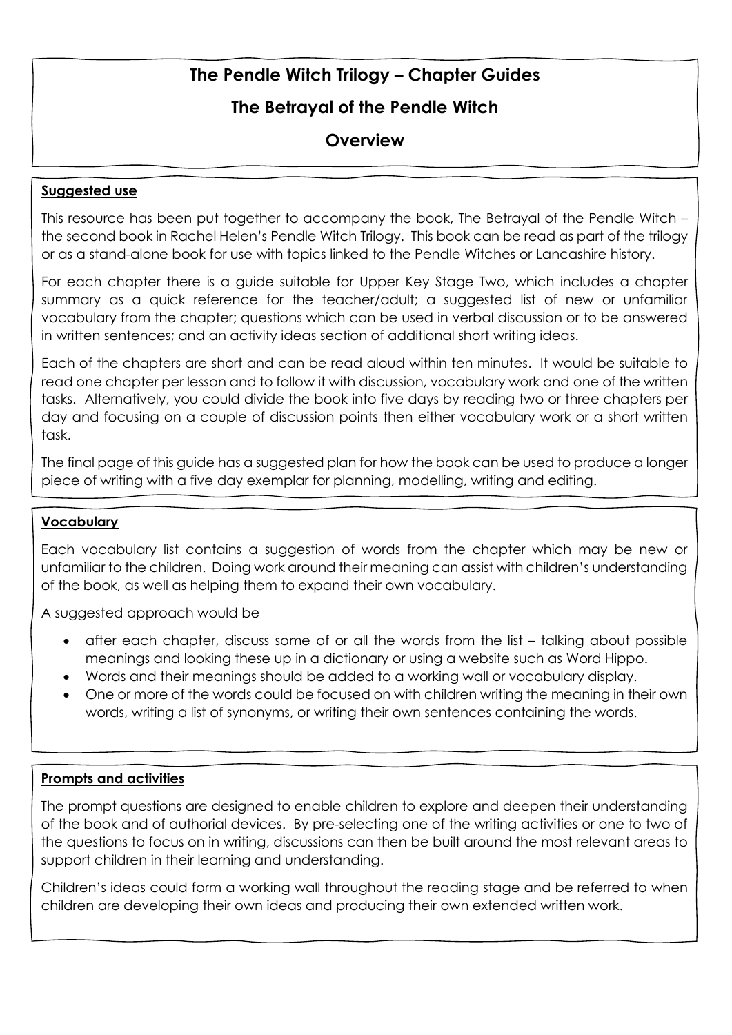# The Pendle Witch Trilogy – Chapter Guides

## The Betrayal of the Pendle Witch

## Overview

**Suggested use**

This resource has been put together to accompany the book, The Betrayal of the Pendle Witch – the second book in Rachel Helen's Pendle Witch Trilogy. This book can be read as part of the trilogy or as a stand-alone book for use with topics linked to the Pendle Witches or Lancashire history.

For each chapter there is a guide suitable for Upper Key Stage Two, which includes a chapter summary as a quick reference for the teacher/adult; a suggested list of new or unfamiliar vocabulary from the chapter; questions which can be used in verbal discussion or to be answered in written sentences; and an activity ideas section of additional short writing ideas.

Each of the chapters are short and can be read aloud within ten minutes. It would be suitable to read one chapter per lesson and to follow it with discussion, vocabulary work and one of the written tasks. Alternatively, you could divide the book into five days by reading two or three chapters per day and focusing on a couple of discussion points then either vocabulary work or a short written task.

The final page of this guide has a suggested plan for how the book can be used to produce a longer piece of writing with a five day exemplar for planning, modelling, writing and editing.

**Vocabulary**

Each vocabulary list contains a suggestion of words from the chapter which may be new or unfamiliar to the children. Doing work around their meaning can assist with children's understanding of the book, as well as helping them to expand their own vocabulary.

A suggested approach would be

- after each chapter, discuss some of or all the words from the list – talking about possible meanings and looking these up in a dictionary or using a website such as Word Hippo.
- Words and their meanings should be added to a working wall or vocabulary display.
- One or more of the words could be focused on with children writing the meaning in their own words, writing a list of synonyms, or writing their own sentences containing the words.

**Prompts and activities**

The prompt questions are designed to enable children to explore and deepen their understanding of the book and of authorial devices. By pre-selecting one of the writing activities or one to two of the questions to focus on in writing, discussions can then be built around the most relevant areas to support children in their learning and understanding.

Children's ideas could form a working wall throughout the reading stage and be referred to when children are developing their own ideas and producing their own extended written work.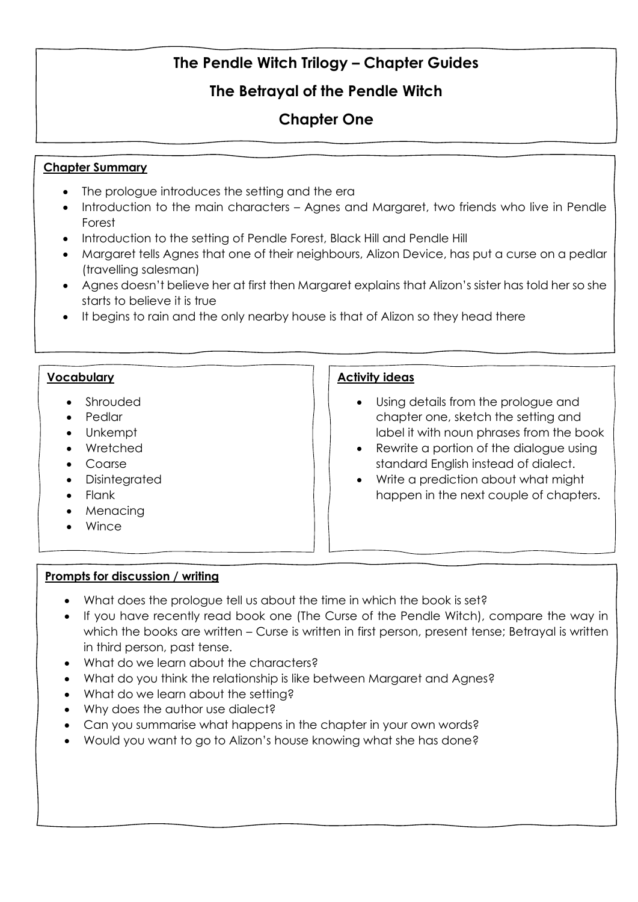# The Pendle Witch Trilogy – Chapter Guides

## The Betrayal of the Pendle Witch

## Chapter One

**Chapter Summary**

- The prologue introduces the setting and the era
- Introduction to the main characters – Agnes and Margaret, two friends who live in Pendle Forest
- Introduction to the setting of Pendle Forest, Black Hill and Pendle Hill
- Margaret tells Agnes that one of their neighbours, Alizon Device, has put a curse on a pedlar (travelling salesman)
- Agnes doesn't believe her at first then Margaret explains that Alizon's sister has told her so she starts to believe it is true
- It begins to rain and the only nearby house is that of Alizon so they head there

**Vocabulary**

- Shrouded
- Pedlar
- Unkempt
- Wretched
- Coarse
- Disintegrated
- Flank
- Menacing
- Wince

**Activity ideas**

- Using details from the prologue and chapter one, sketch the setting and label it with noun phrases from the book
- Rewrite a portion of the dialogue using standard English instead of dialect.
- Write a prediction about what might happen in the next couple of chapters.

**Prompts for discussion / writing**

- What does the prologue tell us about the time in which the book is set?
- If you have recently read book one (The Curse of the Pendle Witch), compare the way in which the books are written – Curse is written in first person, present tense; Betrayal is written in third person, past tense.
- What do we learn about the characters?
- What do you think the relationship is like between Margaret and Agnes?
- What do we learn about the setting?
- Why does the author use dialect?
- Can you summarise what happens in the chapter in your own words?
- Would you want to go to Alizon's house knowing what she has done?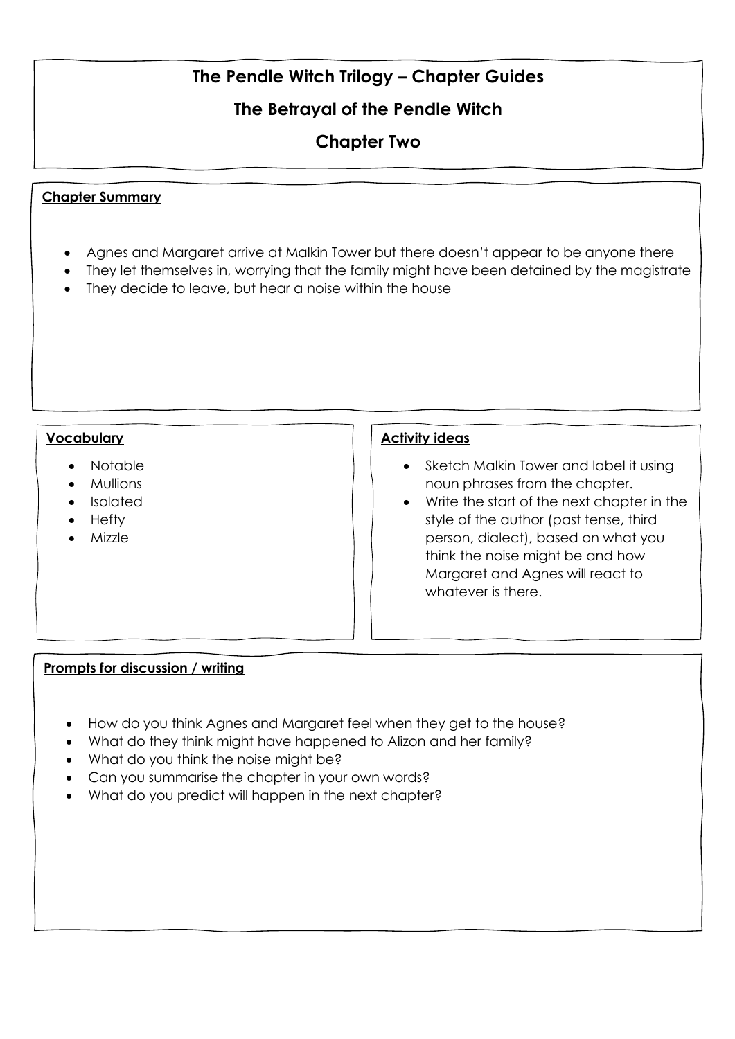# The Pendle Witch Trilogy – Chapter Guides

## The Betrayal of the Pendle Witch

## Chapter Two

**Chapter Summary**

- Agnes and Margaret arrive at Malkin Tower but there doesn't appear to be anyone there
- They let themselves in, worrying that the family might have been detained by the magistrate
- They decide to leave, but hear a noise within the house

**Vocabulary**

- Notable
- Mullions
- Isolated
- Hefty
- Mizzle

**Activity ideas**

- Sketch Malkin Tower and label it using noun phrases from the chapter.
- Write the start of the next chapter in the style of the author (past tense, third person, dialect), based on what you think the noise might be and how Margaret and Agnes will react to whatever is there.

**Prompts for discussion / writing**

- How do you think Agnes and Margaret feel when they get to the house?
- What do they think might have happened to Alizon and her family?
- What do you think the noise might be?
- Can you summarise the chapter in your own words?
- What do you predict will happen in the next chapter?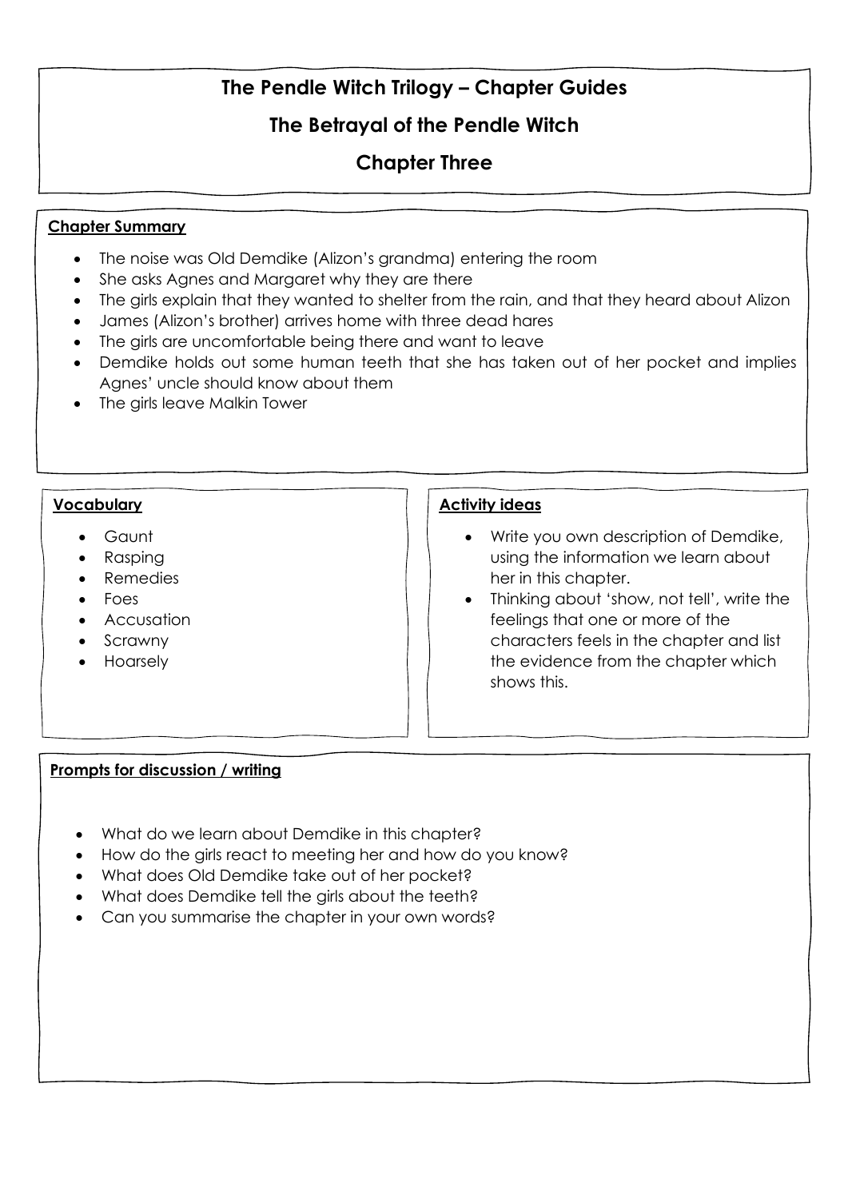# The Pendle Witch Trilogy – Chapter Guides

## The Betrayal of the Pendle Witch

## Chapter Three

**Chapter Summary**

- The noise was Old Demdike (Alizon's grandma) entering the room
- She asks Agnes and Margaret why they are there
- The girls explain that they wanted to shelter from the rain, and that they heard about Alizon
- James (Alizon's brother) arrives home with three dead hares
- The girls are uncomfortable being there and want to leave
- Demdike holds out some human teeth that she has taken out of her pocket and implies Agnes' uncle should know about them
- The girls leave Malkin Tower

**Vocabulary**

- Gaunt
- Rasping
- Remedies
- Foes
- Accusation
- Scrawny
- Hoarsely

**Activity ideas**

- Write you own description of Demdike, using the information we learn about her in this chapter.
- Thinking about 'show, not tell', write the feelings that one or more of the characters feels in the chapter and list the evidence from the chapter which shows this.

**Prompts for discussion / writing**

- What do we learn about Demdike in this chapter?
- How do the girls react to meeting her and how do you know?
- What does Old Demdike take out of her pocket?
- What does Demdike tell the girls about the teeth?
- Can you summarise the chapter in your own words?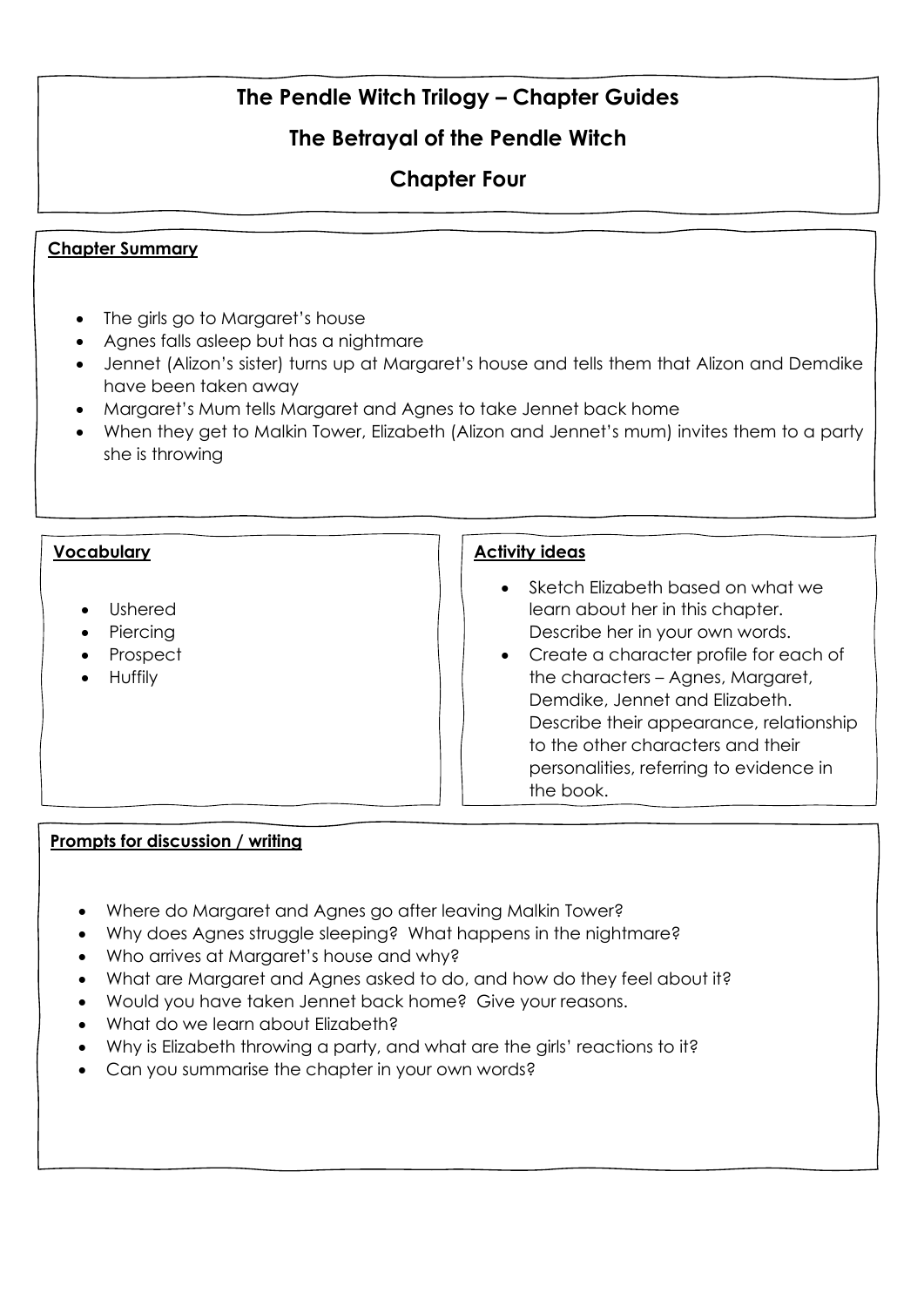# The Pendle Witch Trilogy – Chapter Guides

## The Betrayal of the Pendle Witch

## Chapter Four

**Chapter Summary**

- The girls go to Margaret's house
- Agnes falls asleep but has a nightmare
- Jennet (Alizon's sister) turns up at Margaret's house and tells them that Alizon and Demdike have been taken away
- Margaret's Mum tells Margaret and Agnes to take Jennet back home
- When they get to Malkin Tower, Elizabeth (Alizon and Jennet's mum) invites them to a party she is throwing

**Vocabulary**

- Ushered
- Piercing
- Prospect
- Huffily

**Activity ideas**

- Sketch Elizabeth based on what we learn about her in this chapter. Describe her in your own words.
- Create a character profile for each of the characters – Agnes, Margaret, Demdike, Jennet and Elizabeth. Describe their appearance, relationship to the other characters and their personalities, referring to evidence in the book.

**Prompts for discussion / writing**

- Where do Margaret and Agnes go after leaving Malkin Tower?
- Why does Agnes struggle sleeping? What happens in the nightmare?
- Who arrives at Margaret's house and why?
- What are Margaret and Agnes asked to do, and how do they feel about it?
- Would you have taken Jennet back home? Give your reasons.
- What do we learn about Elizabeth?
- Why is Elizabeth throwing a party, and what are the girls' reactions to it?
- Can you summarise the chapter in your own words?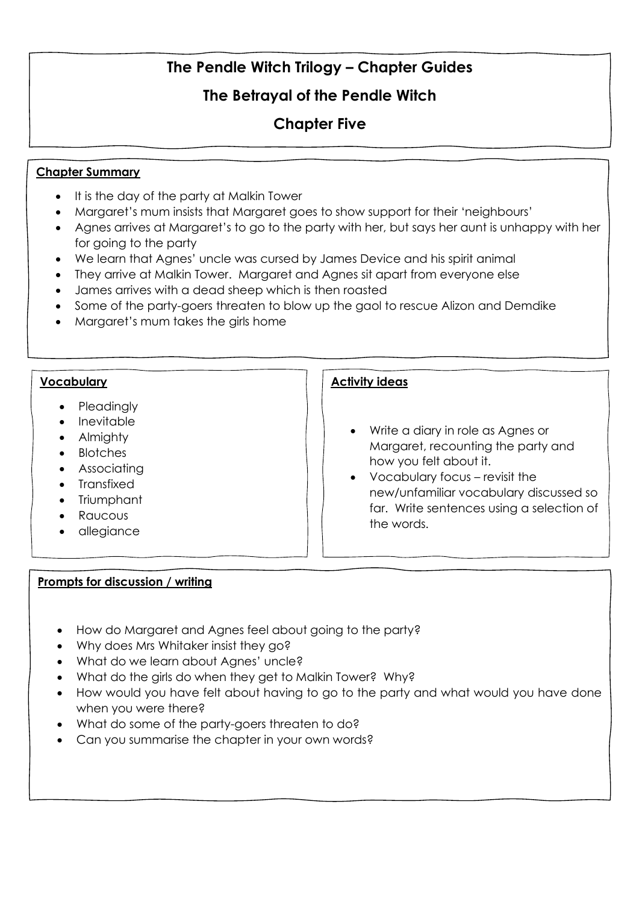# The Pendle Witch Trilogy – Chapter Guides

## The Betrayal of the Pendle Witch

## Chapter Five

**Chapter Summary**

- It is the day of the party at Malkin Tower
- Margaret's mum insists that Margaret goes to show support for their 'neighbours'
- Agnes arrives at Margaret's to go to the party with her, but says her aunt is unhappy with her for going to the party
- We learn that Agnes' uncle was cursed by James Device and his spirit animal
- They arrive at Malkin Tower. Margaret and Agnes sit apart from everyone else
- James arrives with a dead sheep which is then roasted
- Some of the party-goers threaten to blow up the gaol to rescue Alizon and Demdike
- Margaret's mum takes the girls home

**Vocabulary**

- Pleadingly
- Inevitable
- Almighty
- Blotches
- Associating
- Transfixed
- Triumphant
- Raucous
- allegiance

**Activity ideas**

- Write a diary in role as Agnes or Margaret, recounting the party and how you felt about it.
- Vocabulary focus – revisit the new/unfamiliar vocabulary discussed so far. Write sentences using a selection of the words.

**Prompts for discussion / writing**

- How do Margaret and Agnes feel about going to the party?
- Why does Mrs Whitaker insist they go?
- What do we learn about Agnes' uncle?
- What do the girls do when they get to Malkin Tower? Why?
- How would you have felt about having to go to the party and what would you have done when you were there?
- What do some of the party-goers threaten to do?
- Can you summarise the chapter in your own words?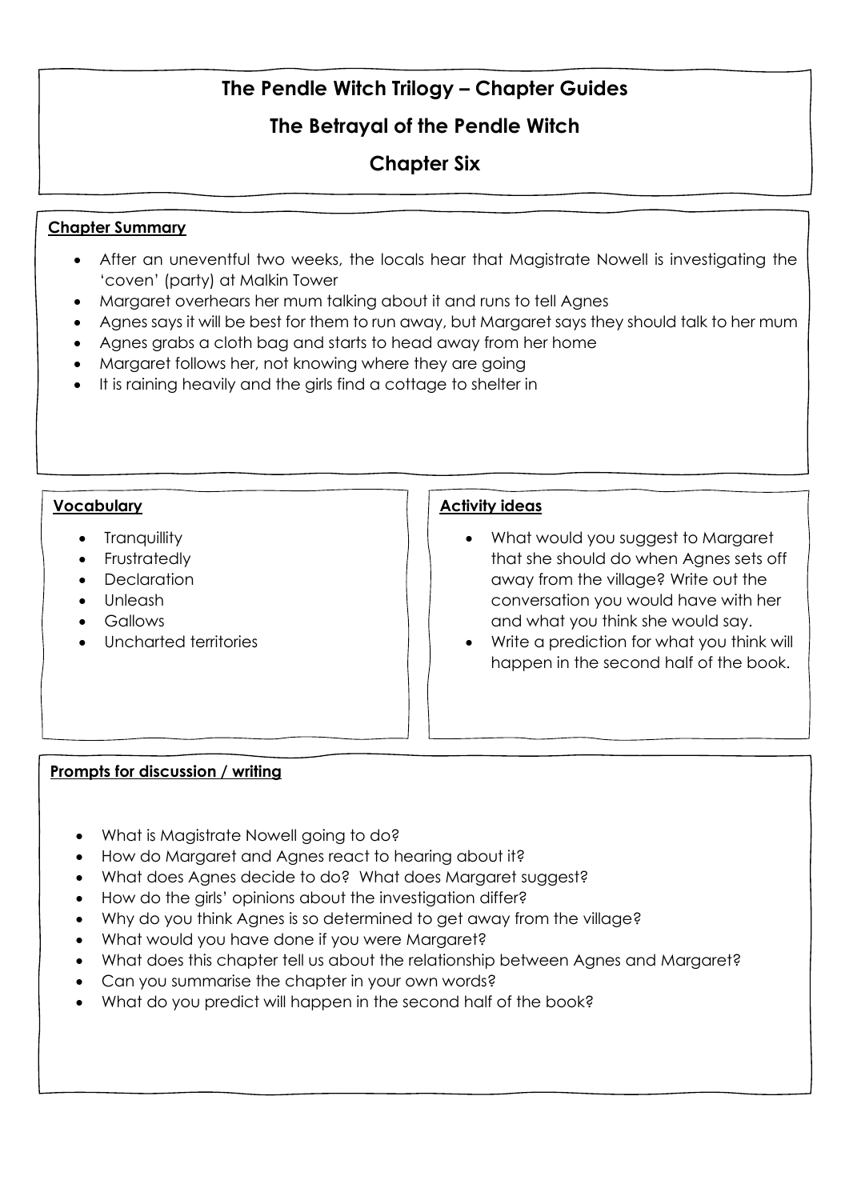# The Pendle Witch Trilogy – Chapter Guides

## The Betrayal of the Pendle Witch

## Chapter Six

**Chapter Summary**

- After an uneventful two weeks, the locals hear that Magistrate Nowell is investigating the 'coven' (party) at Malkin Tower
- Margaret overhears her mum talking about it and runs to tell Agnes
- Agnes says it will be best for them to run away, but Margaret says they should talk to her mum
- Agnes grabs a cloth bag and starts to head away from her home
- Margaret follows her, not knowing where they are going
- It is raining heavily and the girls find a cottage to shelter in

**Vocabulary**

- Tranquillity
- Frustratedly
- Declaration
- Unleash
- Gallows
- Uncharted territories

**Activity ideas**

- What would you suggest to Margaret that she should do when Agnes sets off away from the village? Write out the conversation you would have with her and what you think she would say.
- Write a prediction for what you think will happen in the second half of the book.

**Prompts for discussion / writing**

- What is Magistrate Nowell going to do?
- How do Margaret and Agnes react to hearing about it?
- What does Agnes decide to do? What does Margaret suggest?
- How do the girls' opinions about the investigation differ?
- Why do you think Agnes is so determined to get away from the village?
- What would you have done if you were Margaret?
- What does this chapter tell us about the relationship between Agnes and Margaret?
- Can you summarise the chapter in your own words?
- What do you predict will happen in the second half of the book?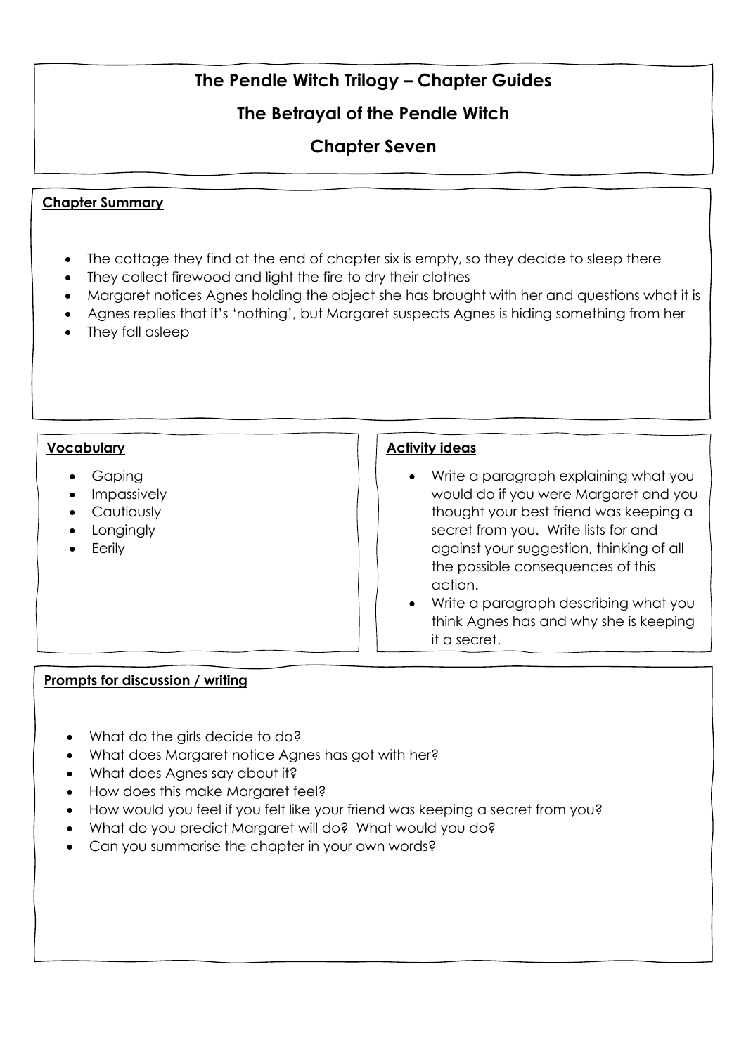# The Pendle Witch Trilogy – Chapter Guides

## The Betrayal of the Pendle Witch

## Chapter Seven

**Chapter Summary**

- The cottage they find at the end of chapter six is empty, so they decide to sleep there
- They collect firewood and light the fire to dry their clothes
- Margaret notices Agnes holding the object she has brought with her and questions what it is
- Agnes replies that it's 'nothing', but Margaret suspects Agnes is hiding something from her
- They fall asleep

**Vocabulary**

- Gaping
- Impassively
- Cautiously
- Longingly
- Eerily

**Activity ideas**

- Write a paragraph explaining what you would do if you were Margaret and you thought your best friend was keeping a secret from you. Write lists for and against your suggestion, thinking of all the possible consequences of this action.
- Write a paragraph describing what you think Agnes has and why she is keeping it a secret.

**Prompts for discussion / writing**

- What do the girls decide to do?
- What does Margaret notice Agnes has got with her?
- What does Agnes say about it?
- How does this make Margaret feel?
- How would you feel if you felt like your friend was keeping a secret from you?
- What do you predict Margaret will do? What would you do?
- Can you summarise the chapter in your own words?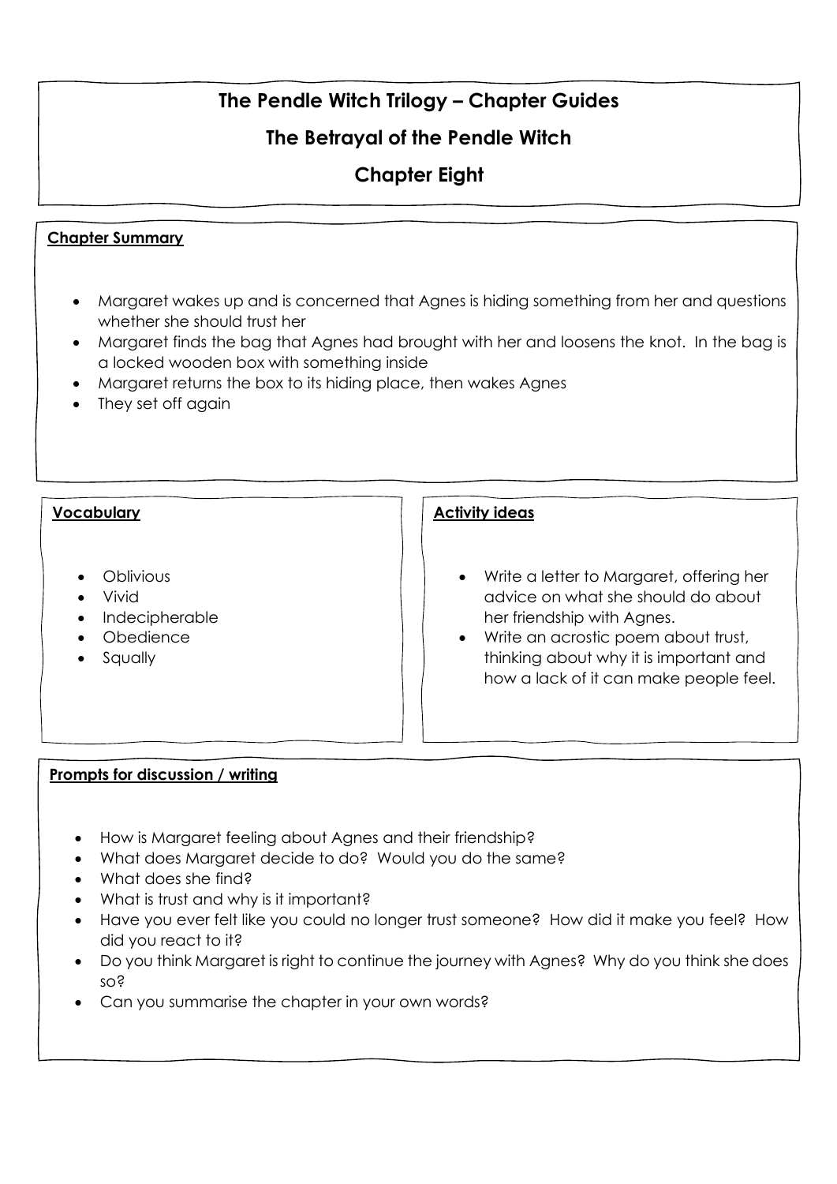# The Pendle Witch Trilogy – Chapter Guides

## The Betrayal of the Pendle Witch

## Chapter Eight

### Chapter Summary

- Margaret wakes up and is concerned that Agnes is hiding something from her and questions whether she should trust her
- Margaret finds the bag that Agnes had brought with her and loosens the knot. In the bag is a locked wooden box with something inside
- Margaret returns the box to its hiding place, then wakes Agnes
- They set off again

### Vocabulary

- Oblivious
- Vivid
- Indecipherable
- Obedience
- Squally

### Activity ideas

- Write a letter to Margaret, offering her advice on what she should do about her friendship with Agnes.
- Write an acrostic poem about trust, thinking about why it is important and how a lack of it can make people feel.

### Prompts for discussion / writing

- How is Margaret feeling about Agnes and their friendship?
- What does Margaret decide to do? Would you do the same?
- What does she find?
- What is trust and why is it important?
- Have you ever felt like you could no longer trust someone? How did it make you feel? How did you react to it?
- Do you think Margaret is right to continue the journey with Agnes? Why do you think she does so?
- Can you summarise the chapter in your own words?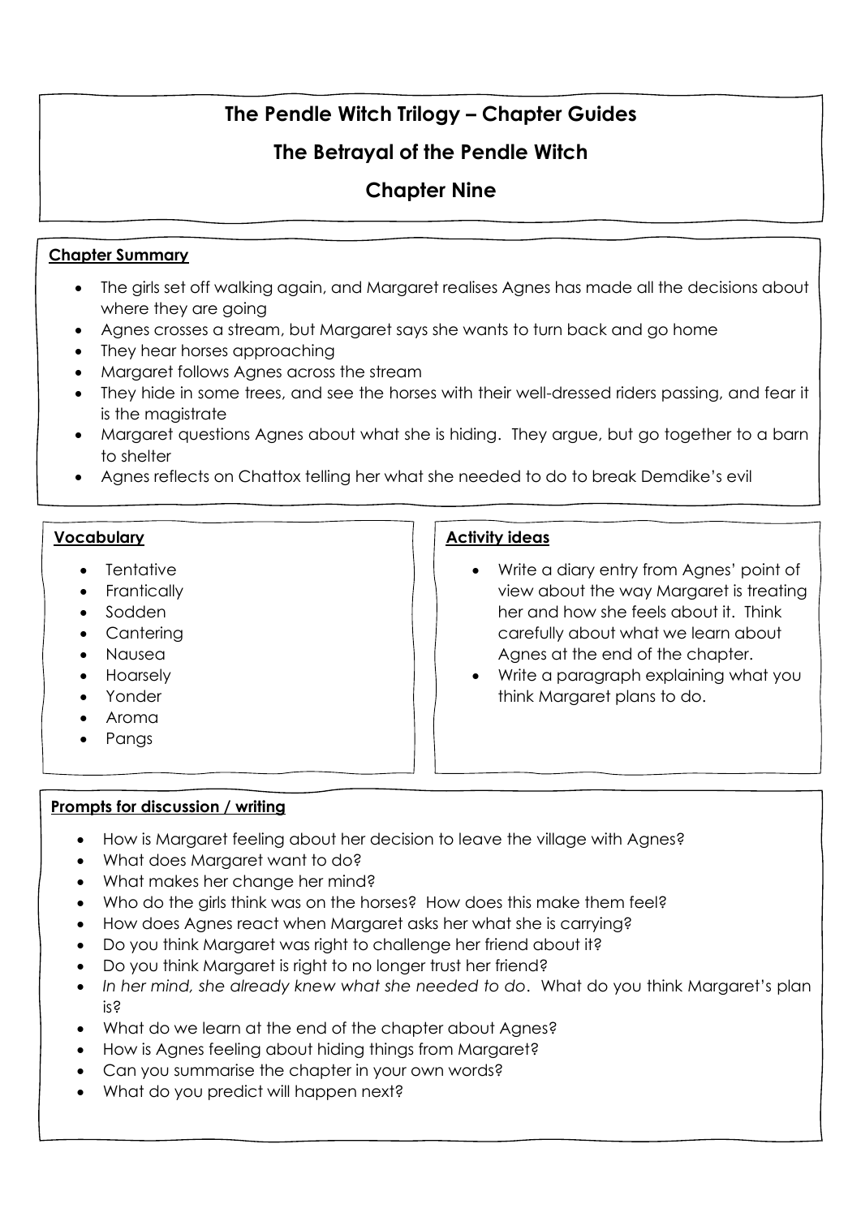# The Pendle Witch Trilogy – Chapter Guides

## The Betrayal of the Pendle Witch

## Chapter Nine

### Chapter Summary

- The girls set off walking again, and Margaret realises Agnes has made all the decisions about where they are going
- Agnes crosses a stream, but Margaret says she wants to turn back and go home
- They hear horses approaching
- Margaret follows Agnes across the stream
- They hide in some trees, and see the horses with their well-dressed riders passing, and fear it is the magistrate
- Margaret questions Agnes about what she is hiding. They argue, but go together to a barn to shelter
- Agnes reflects on Chattox telling her what she needed to do to break Demdike's evil

### Vocabulary

- Tentative
- Frantically
- Sodden
- Cantering
- Nausea
- Hoarsely
- Yonder
- Aroma
- Pangs

### Activity ideas

- Write a diary entry from Agnes' point of view about the way Margaret is treating her and how she feels about it. Think carefully about what we learn about Agnes at the end of the chapter.
- Write a paragraph explaining what you think Margaret plans to do.

### Prompts for discussion / writing

- How is Margaret feeling about her decision to leave the village with Agnes?
- What does Margaret want to do?
- What makes her change her mind?
- Who do the girls think was on the horses? How does this make them feel?
- How does Agnes react when Margaret asks her what she is carrying?
- Do you think Margaret was right to challenge her friend about it?
- Do you think Margaret is right to no longer trust her friend?
- *In her mind, she already knew what she needed to do*. What do you think Margaret's plan is?
- What do we learn at the end of the chapter about Agnes?
- How is Agnes feeling about hiding things from Margaret?
- Can you summarise the chapter in your own words?
- What do you predict will happen next?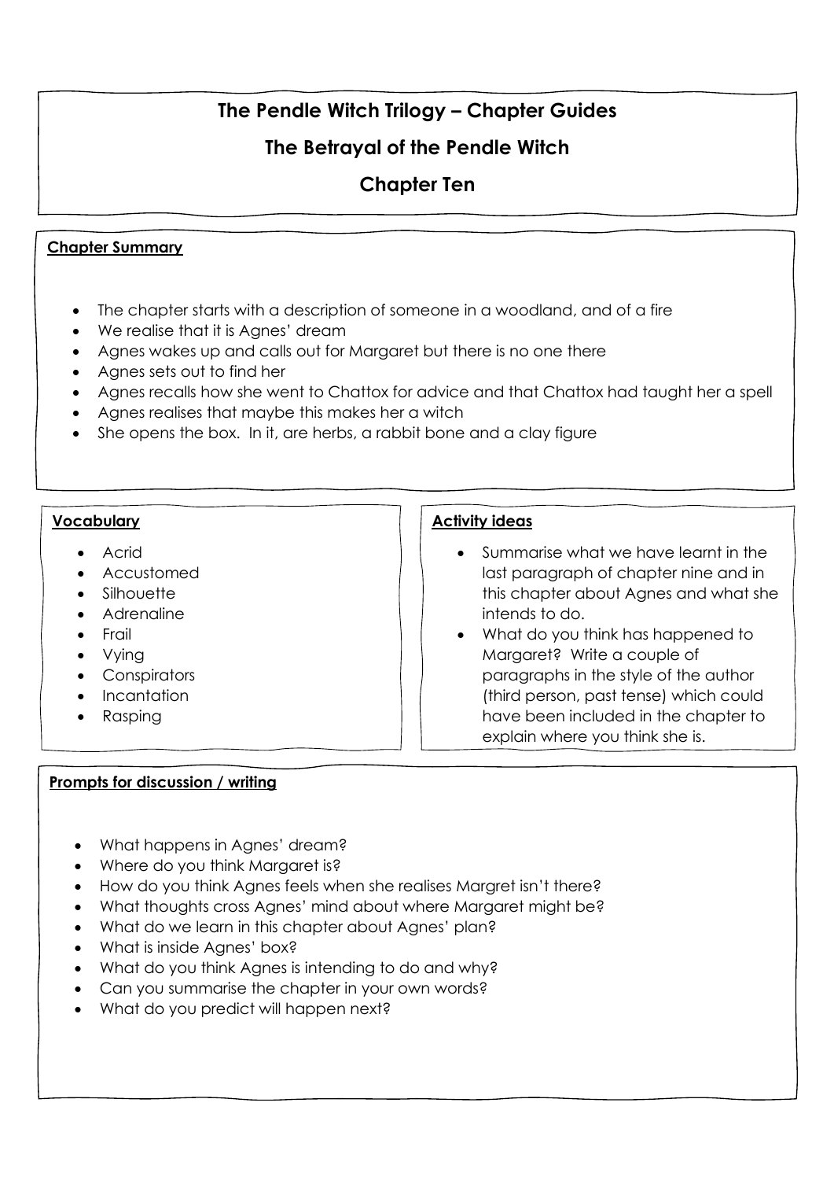# The Pendle Witch Trilogy – Chapter Guides

## The Betrayal of the Pendle Witch

## Chapter Ten

**Chapter Summary**

- The chapter starts with a description of someone in a woodland, and of a fire
- We realise that it is Agnes' dream
- Agnes wakes up and calls out for Margaret but there is no one there
- Agnes sets out to find her
- Agnes recalls how she went to Chattox for advice and that Chattox had taught her a spell
- Agnes realises that maybe this makes her a witch
- She opens the box. In it, are herbs, a rabbit bone and a clay figure

**Vocabulary**

- Acrid
- Accustomed
- Silhouette
- Adrenaline
- Frail
- Vying
- Conspirators
- Incantation
- Rasping

**Activity ideas**

- Summarise what we have learnt in the last paragraph of chapter nine and in this chapter about Agnes and what she intends to do.
- What do you think has happened to Margaret? Write a couple of paragraphs in the style of the author (third person, past tense) which could have been included in the chapter to explain where you think she is.

**Prompts for discussion / writing**

- What happens in Agnes' dream?
- Where do you think Margaret is?
- How do you think Agnes feels when she realises Margret isn't there?
- What thoughts cross Agnes' mind about where Margaret might be?
- What do we learn in this chapter about Agnes' plan?
- What is inside Agnes' box?
- What do you think Agnes is intending to do and why?
- Can you summarise the chapter in your own words?
- What do you predict will happen next?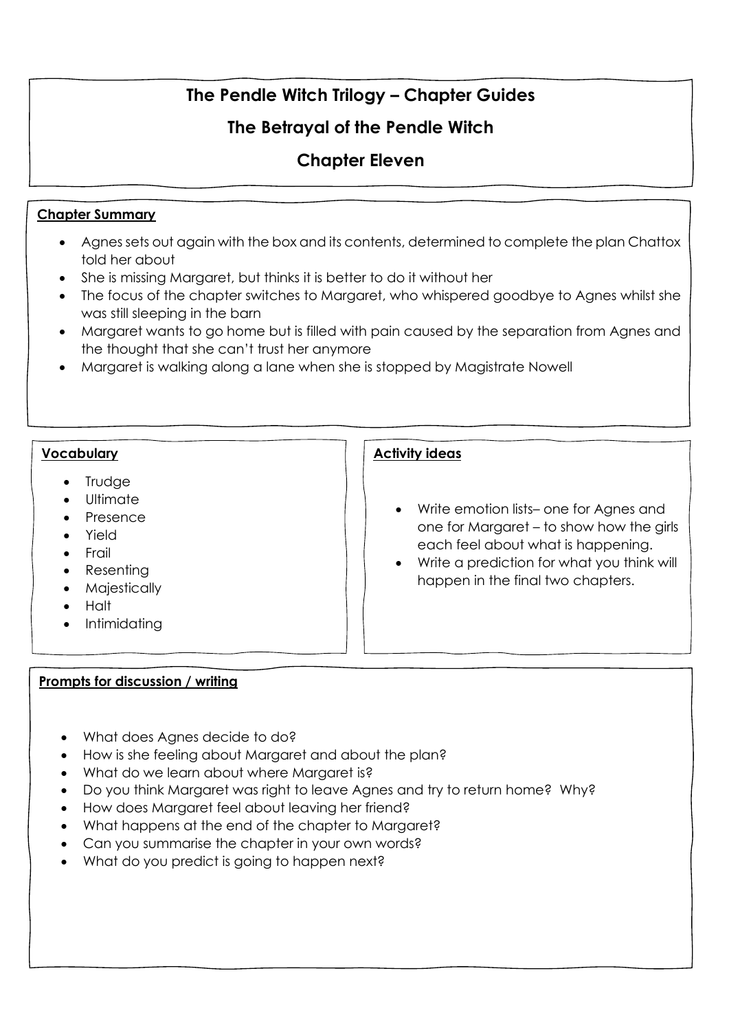# The Pendle Witch Trilogy – Chapter Guides

## The Betrayal of the Pendle Witch

## Chapter Eleven

**Chapter Summary**

- Agnes sets out again with the box and its contents, determined to complete the plan Chattox told her about
- She is missing Margaret, but thinks it is better to do it without her
- The focus of the chapter switches to Margaret, who whispered goodbye to Agnes whilst she was still sleeping in the barn
- Margaret wants to go home but is filled with pain caused by the separation from Agnes and the thought that she can't trust her anymore
- Margaret is walking along a lane when she is stopped by Magistrate Nowell

**Vocabulary**

- Trudge
- Ultimate
- Presence
- Yield
- Frail
- Resenting
- Majestically
- Halt
- Intimidating

**Activity ideas**

- Write emotion lists– one for Agnes and one for Margaret – to show how the girls each feel about what is happening.
- Write a prediction for what you think will happen in the final two chapters.

**Prompts for discussion / writing**

- What does Agnes decide to do?
- How is she feeling about Margaret and about the plan?
- What do we learn about where Margaret is?
- Do you think Margaret was right to leave Agnes and try to return home? Why?
- How does Margaret feel about leaving her friend?
- What happens at the end of the chapter to Margaret?
- Can you summarise the chapter in your own words?
- What do you predict is going to happen next?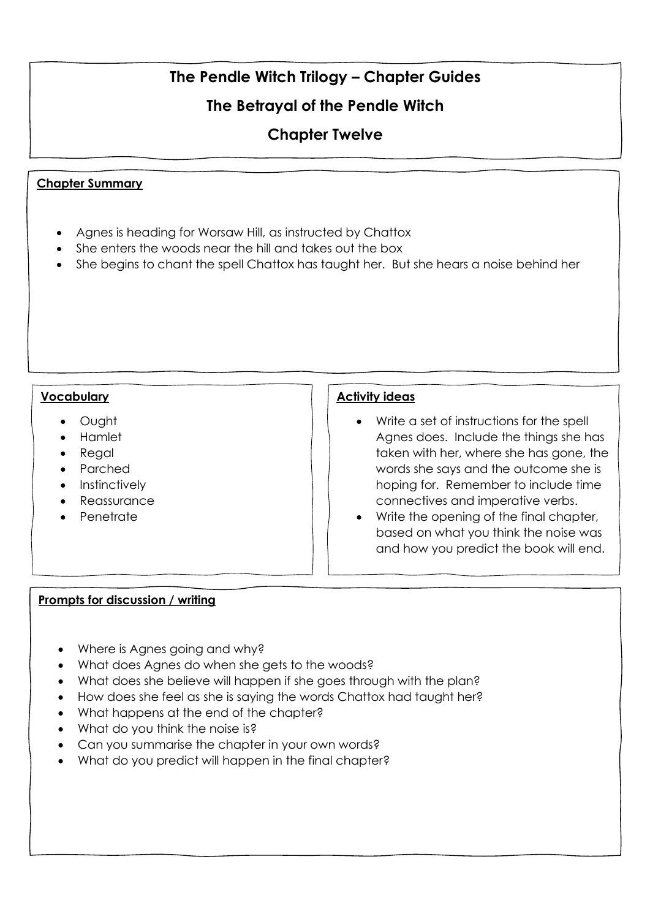# The Pendle Witch Trilogy – Chapter Guides

## The Betrayal of the Pendle Witch

## Chapter Twelve

### Chapter Summary

- Agnes is heading for Worsaw Hill, as instructed by Chattox
- She enters the woods near the hill and takes out the box
- She begins to chant the spell Chattox has taught her. But she hears a noise behind her

### Vocabulary

- Ought
- Hamlet
- Regal
- Parched
- Instinctively
- Reassurance
- Penetrate

### Activity ideas

- Write a set of instructions for the spell Agnes does. Include the things she has taken with her, where she has gone, the words she says and the outcome she is hoping for. Remember to include time connectives and imperative verbs.
- Write the opening of the final chapter, based on what you think the noise was and how you predict the book will end.

### Prompts for discussion / writing

- Where is Agnes going and why?
- What does Agnes do when she gets to the woods?
- What does she believe will happen if she goes through with the plan?
- How does she feel as she is saying the words Chattox had taught her?
- What happens at the end of the chapter?
- What do you think the noise is?
- Can you summarise the chapter in your own words?
- What do you predict will happen in the final chapter?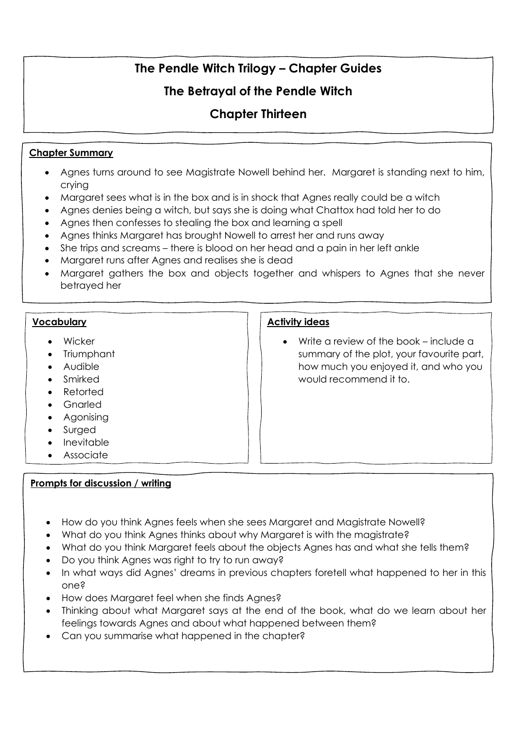# The Pendle Witch Trilogy – Chapter Guides

## The Betrayal of the Pendle Witch

## Chapter Thirteen

**Chapter Summary**

- Agnes turns around to see Magistrate Nowell behind her. Margaret is standing next to him, crying
- Margaret sees what is in the box and is in shock that Agnes really could be a witch
- Agnes denies being a witch, but says she is doing what Chattox had told her to do
- Agnes then confesses to stealing the box and learning a spell
- Agnes thinks Margaret has brought Nowell to arrest her and runs away
- She trips and screams – there is blood on her head and a pain in her left ankle
- Margaret runs after Agnes and realises she is dead
- Margaret gathers the box and objects together and whispers to Agnes that she never betrayed her

**Vocabulary**

- Wicker
- Triumphant
- Audible
- Smirked
- Retorted
- Gnarled
- Agonising
- Surged
- Inevitable
- Associate

**Activity ideas**

- Write a review of the book – include a summary of the plot, your favourite part, how much you enjoyed it, and who you would recommend it to.

**Prompts for discussion / writing**

- How do you think Agnes feels when she sees Margaret and Magistrate Nowell?
- What do you think Agnes thinks about why Margaret is with the magistrate?
- What do you think Margaret feels about the objects Agnes has and what she tells them?
- Do you think Agnes was right to try to run away?
- In what ways did Agnes' dreams in previous chapters foretell what happened to her in this one?
- How does Margaret feel when she finds Agnes?
- Thinking about what Margaret says at the end of the book, what do we learn about her feelings towards Agnes and about what happened between them?
- Can you summarise what happened in the chapter?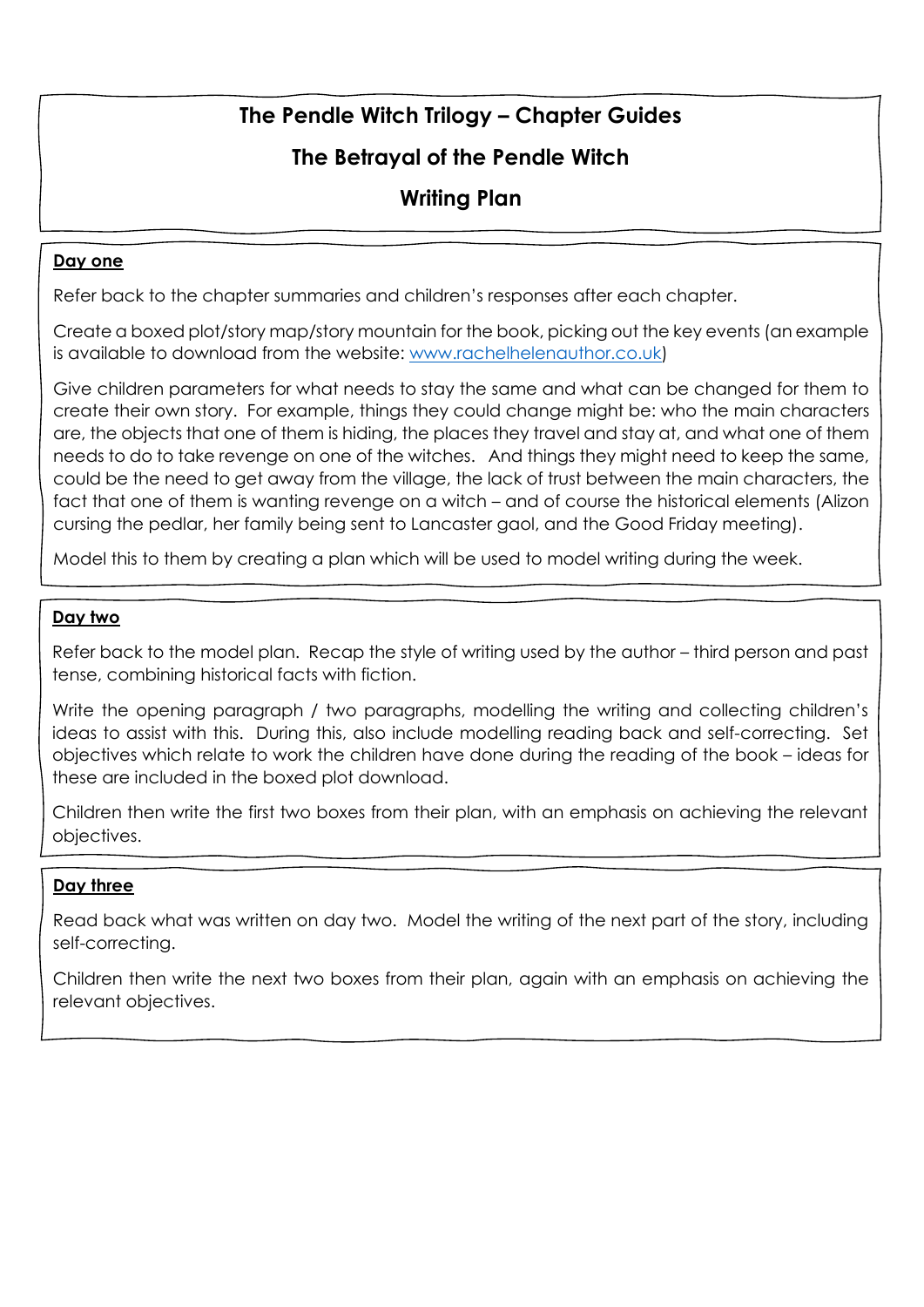# The Pendle Witch Trilogy – Chapter Guides

## The Betrayal of the Pendle Witch

## Writing Plan

### Day one

Refer back to the chapter summaries and children's responses after each chapter.

Create a boxed plot/story map/story mountain for the book, picking out the key events (an example is available to download from the website: [www.rachelhelenauthor.co.uk](www.rachelhelenauthor.co.uk))

Give children parameters for what needs to stay the same and what can be changed for them to create their own story. For example, things they could change might be: who the main characters are, the objects that one of them is hiding, the places they travel and stay at, and what one of them needs to do to take revenge on one of the witches. And things they might need to keep the same, could be the need to get away from the village, the lack of trust between the main characters, the fact that one of them is wanting revenge on a witch – and of course the historical elements (Alizon cursing the pedlar, her family being sent to Lancaster gaol, and the Good Friday meeting).

Model this to them by creating a plan which will be used to model writing during the week.

### Day two

Refer back to the model plan. Recap the style of writing used by the author – third person and past tense, combining historical facts with fiction.

Write the opening paragraph / two paragraphs, modelling the writing and collecting children's ideas to assist with this. During this, also include modelling reading back and self-correcting. Set objectives which relate to work the children have done during the reading of the book – ideas for these are included in the boxed plot download.

Children then write the first two boxes from their plan, with an emphasis on achieving the relevant objectives.

### Day three

Read back what was written on day two. Model the writing of the next part of the story, including self-correcting.

Children then write the next two boxes from their plan, again with an emphasis on achieving the relevant objectives.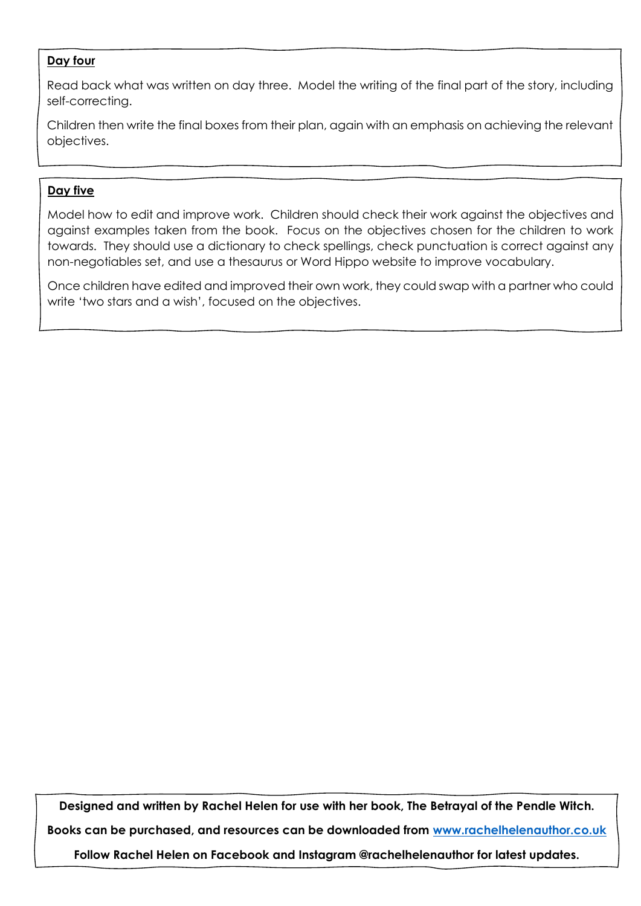**Day four**

Read back what was written on day three. Model the writing of the final part of the story, including self-correcting.

Children then write the final boxes from their plan, again with an emphasis on achieving the relevant objectives.

**Day five**

Model how to edit and improve work. Children should check their work against the objectives and against examples taken from the book. Focus on the objectives chosen for the children to work towards. They should use a dictionary to check spellings, check punctuation is correct against any non-negotiables set, and use a thesaurus or Word Hippo website to improve vocabulary.

Once children have edited and improved their own work, they could swap with a partner who could write 'two stars and a wish', focused on the objectives.

**Designed and written by Rachel Helen for use with her book, The Betrayal of the Pendle Witch.**

**Books can be purchased, and resources can be downloaded from [www.rachelhelenauthor.co.uk](http://www.rachelhelenauthor.co.uk)**

**Follow Rachel Helen on Facebook and Instagram @rachelhelenauthor for latest updates.**